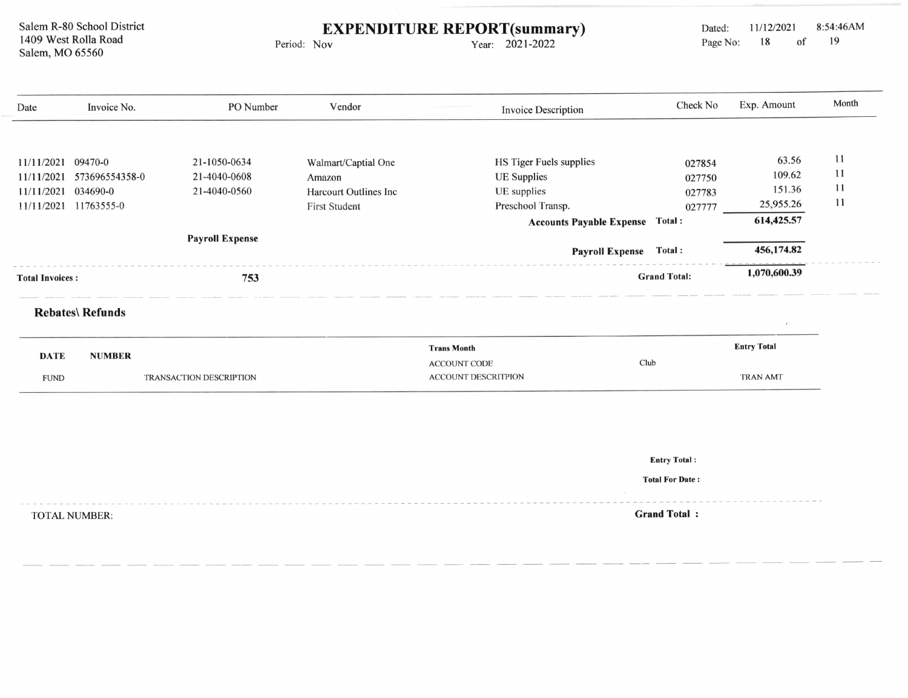Salem R-80 School District
1409 West Rolla Road
Salem, MO 65560

# EXPENDITURE REPORT(summary)

Period: Nov Year: 2021-2022

Dated: 11/12/2021 8:54:46AM

| Date | Invoice No. | PO Number | Vendor | Invoice Description | Check No | Exp. Amount | Month |
|---|---|---|---|---|---|---|---|
| 11/11/2021 | 09470-0 | 21-1050-0634 | Walmart/Captial One | HS Tiger Fuels supplies | 027854 | 63.56 | 11 |
| 11/11/2021 | 573696554358-0 | 21-4040-0608 | Amazon | UE Supplies | 027750 | 109.62 | 11 |
| 11/11/2021 | 034690-0 | 21-4040-0560 | Harcourt Outlines Inc | UE supplies | 027783 | 151.36 | 11 |
| 11/11/2021 | 11763555-0 | | First Student | Preschool Transp. | 027777 | 25,955.26 | 11 |
| | | | | **Accounts Payable Expense** | **Total :** | **614,425.57** | |
| | | **Payroll Expense** | | | | | |
| | | | | **Payroll Expense** | **Total :** | **456,174.82** | |
| **Total Invoices :** | | **753** | | | **Grand Total:** | **1,070,600.39** | |

## Rebates\ Refunds

| DATE | NUMBER | Trans Month | | Entry Total |
|---|---|---|---|---|
| | | ACCOUNT CODE | Club | |
| FUND | TRANSACTION DESCRIPTION | ACCOUNT DESCRITPION | | TRAN AMT |

**Entry Total :**

**Total For Date :**

TOTAL NUMBER: **Grand Total :**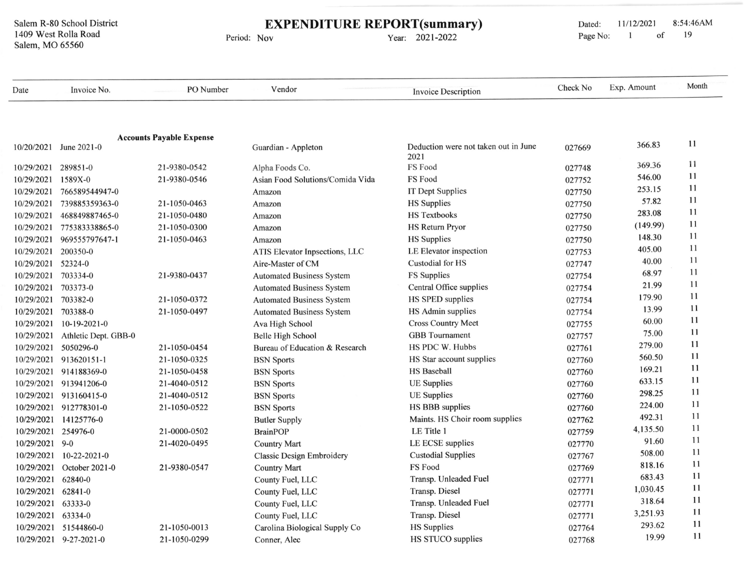Salem R-80 School District
1409 West Rolla Road
Salem, MO 65560

# EXPENDITURE REPORT(summary)

Period: Nov Year: 2021-2022

Dated: 11/12/2021 8:54:46AM

| Date | Invoice No. | PO Number | Vendor | Invoice Description | Check No | Exp. Amount | Month |
|---|---|---|---|---|---|---|---|
| | | **Accounts Payable Expense** | | | | | |
| 10/20/2021 | June 2021-0 | | Guardian - Appleton | Deduction were not taken out in June 2021 | 027669 | 366.83 | 11 |
| 10/29/2021 | 289851-0 | 21-9380-0542 | Alpha Foods Co. | FS Food | 027748 | 369.36 | 11 |
| 10/29/2021 | 1589X-0 | 21-9380-0546 | Asian Food Solutions/Comida Vida | FS Food | 027752 | 546.00 | 11 |
| 10/29/2021 | 766589544947-0 | | Amazon | IT Dept Supplies | 027750 | 253.15 | 11 |
| 10/29/2021 | 739885359363-0 | 21-1050-0463 | Amazon | HS Supplies | 027750 | 57.82 | 11 |
| 10/29/2021 | 468849887465-0 | 21-1050-0480 | Amazon | HS Textbooks | 027750 | 283.08 | 11 |
| 10/29/2021 | 775383338865-0 | 21-1050-0300 | Amazon | HS Return Pryor | 027750 | (149.99) | 11 |
| 10/29/2021 | 969555797647-1 | 21-1050-0463 | Amazon | HS Supplies | 027750 | 148.30 | 11 |
| 10/29/2021 | 200350-0 | | ATIS Elevator Inpsections, LLC | LE Elevator inspection | 027753 | 405.00 | 11 |
| 10/29/2021 | 52324-0 | | Aire-Master of CM | Custodial for HS | 027747 | 40.00 | 11 |
| 10/29/2021 | 703334-0 | 21-9380-0437 | Automated Business System | FS Supplies | 027754 | 68.97 | 11 |
| 10/29/2021 | 703373-0 | | Automated Business System | Central Office supplies | 027754 | 21.99 | 11 |
| 10/29/2021 | 703382-0 | 21-1050-0372 | Automated Business System | HS SPED supplies | 027754 | 179.90 | 11 |
| 10/29/2021 | 703388-0 | 21-1050-0497 | Automated Business System | HS Admin supplies | 027754 | 13.99 | 11 |
| 10/29/2021 | 10-19-2021-0 | | Ava High School | Cross Country Meet | 027755 | 60.00 | 11 |
| 10/29/2021 | Athletic Dept. GBB-0 | | Belle High School | GBB Tournament | 027757 | 75.00 | 11 |
| 10/29/2021 | 5050296-0 | 21-1050-0454 | Bureau of Education & Research | HS PDC W. Hubbs | 027761 | 279.00 | 11 |
| 10/29/2021 | 913620151-1 | 21-1050-0325 | BSN Sports | HS Star account supplies | 027760 | 560.50 | 11 |
| 10/29/2021 | 914188369-0 | 21-1050-0458 | BSN Sports | HS Baseball | 027760 | 169.21 | 11 |
| 10/29/2021 | 913941206-0 | 21-4040-0512 | BSN Sports | UE Supplies | 027760 | 633.15 | 11 |
| 10/29/2021 | 913160415-0 | 21-4040-0512 | BSN Sports | UE Supplies | 027760 | 298.25 | 11 |
| 10/29/2021 | 912778301-0 | 21-1050-0522 | BSN Sports | HS BBB supplies | 027760 | 224.00 | 11 |
| 10/29/2021 | 14125776-0 | | Butler Supply | Maints. HS Choir room supplies | 027762 | 492.31 | 11 |
| 10/29/2021 | 254976-0 | 21-0000-0502 | BrainPOP | LE Title 1 | 027759 | 4,135.50 | 11 |
| 10/29/2021 | 9-0 | 21-4020-0495 | Country Mart | LE ECSE supplies | 027770 | 91.60 | 11 |
| 10/29/2021 | 10-22-2021-0 | | Classic Design Embroidery | Custodial Supplies | 027767 | 508.00 | 11 |
| 10/29/2021 | October 2021-0 | 21-9380-0547 | Country Mart | FS Food | 027769 | 818.16 | 11 |
| 10/29/2021 | 62840-0 | | County Fuel, LLC | Transp. Unleaded Fuel | 027771 | 683.43 | 11 |
| 10/29/2021 | 62841-0 | | County Fuel, LLC | Transp. Diesel | 027771 | 1,030.45 | 11 |
| 10/29/2021 | 63333-0 | | County Fuel, LLC | Transp. Unleaded Fuel | 027771 | 318.64 | 11 |
| 10/29/2021 | 63334-0 | | County Fuel, LLC | Transp. Diesel | 027771 | 3,251.93 | 11 |
| 10/29/2021 | 51544860-0 | 21-1050-0013 | Carolina Biological Supply Co | HS Supplies | 027764 | 293.62 | 11 |
| 10/29/2021 | 9-27-2021-0 | 21-1050-0299 | Conner, Alec | HS STUCO supplies | 027768 | 19.99 | 11 |